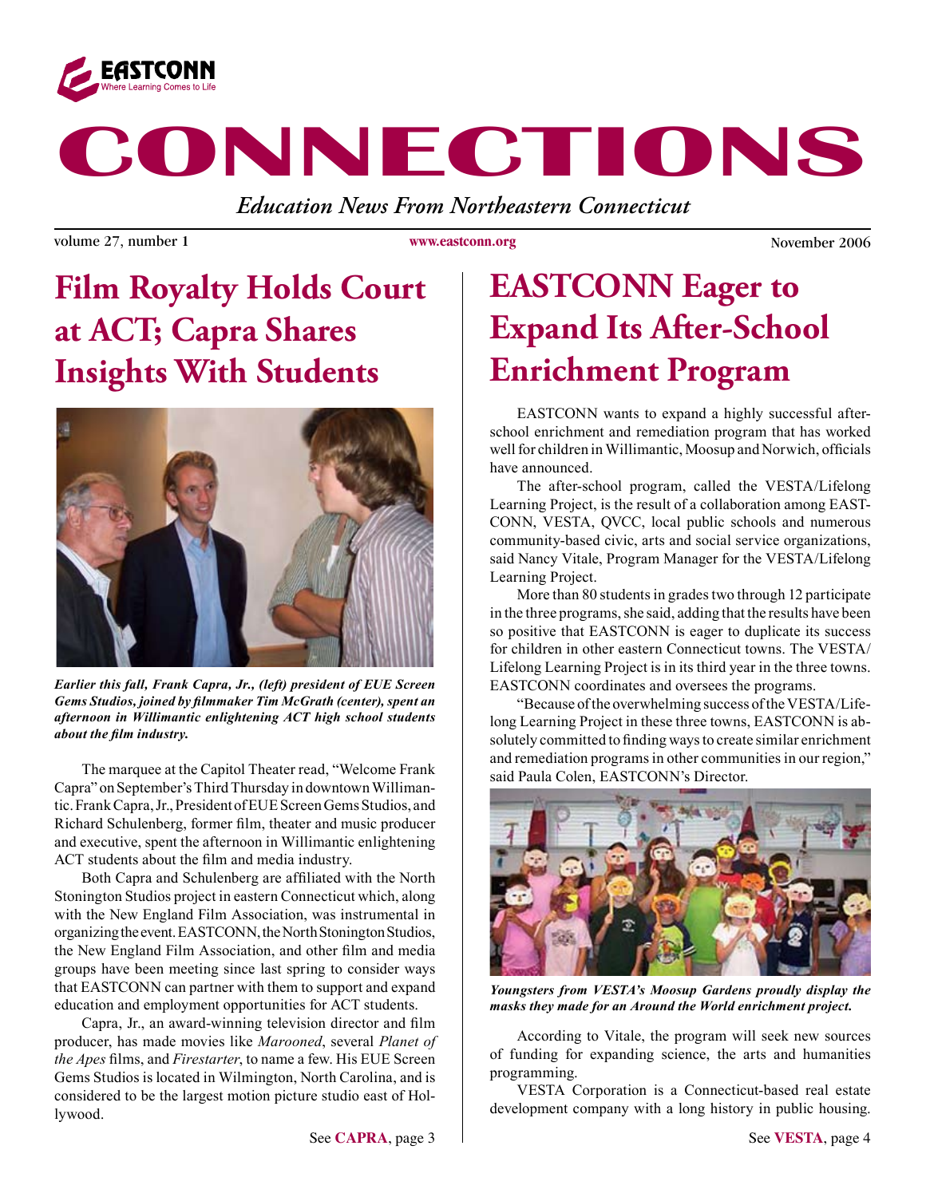EASTCONN
Where Learning Comes to Life

# CONNECTIONS

*Education News From Northeastern Connecticut*

volume 27, number 1 · www.eastconn.org · November 2006

## Film Royalty Holds Court at ACT; Capra Shares Insights With Students

***Earlier this fall, Frank Capra, Jr., (left) president of EUE Screen Gems Studios, joined by filmmaker Tim McGrath (center), spent an afternoon in Willimantic enlightening ACT high school students about the film industry.***

The marquee at the Capitol Theater read, "Welcome Frank Capra" on September's Third Thursday in downtown Willimantic. Frank Capra, Jr., President of EUE Screen Gems Studios, and Richard Schulenberg, former film, theater and music producer and executive, spent the afternoon in Willimantic enlightening ACT students about the film and media industry.

Both Capra and Schulenberg are affiliated with the North Stonington Studios project in eastern Connecticut which, along with the New England Film Association, was instrumental in organizing the event. EASTCONN, the North Stonington Studios, the New England Film Association, and other film and media groups have been meeting since last spring to consider ways that EASTCONN can partner with them to support and expand education and employment opportunities for ACT students.

Capra, Jr., an award-winning television director and film producer, has made movies like *Marooned*, several *Planet of the Apes* films, and *Firestarter*, to name a few. His EUE Screen Gems Studios is located in Wilmington, North Carolina, and is considered to be the largest motion picture studio east of Hollywood.

See **CAPRA**, page 3

## EASTCONN Eager to Expand Its After-School Enrichment Program

EASTCONN wants to expand a highly successful after-school enrichment and remediation program that has worked well for children in Willimantic, Moosup and Norwich, officials have announced.

The after-school program, called the VESTA/Lifelong Learning Project, is the result of a collaboration among EASTCONN, VESTA, QVCC, local public schools and numerous community-based civic, arts and social service organizations, said Nancy Vitale, Program Manager for the VESTA/Lifelong Learning Project.

More than 80 students in grades two through 12 participate in the three programs, she said, adding that the results have been so positive that EASTCONN is eager to duplicate its success for children in other eastern Connecticut towns. The VESTA/Lifelong Learning Project is in its third year in the three towns. EASTCONN coordinates and oversees the programs.

"Because of the overwhelming success of the VESTA/Lifelong Learning Project in these three towns, EASTCONN is absolutely committed to finding ways to create similar enrichment and remediation programs in other communities in our region," said Paula Colen, EASTCONN's Director.

***Youngsters from VESTA's Moosup Gardens proudly display the masks they made for an Around the World enrichment project.***

According to Vitale, the program will seek new sources of funding for expanding science, the arts and humanities programming.

VESTA Corporation is a Connecticut-based real estate development company with a long history in public housing.

See **VESTA**, page 4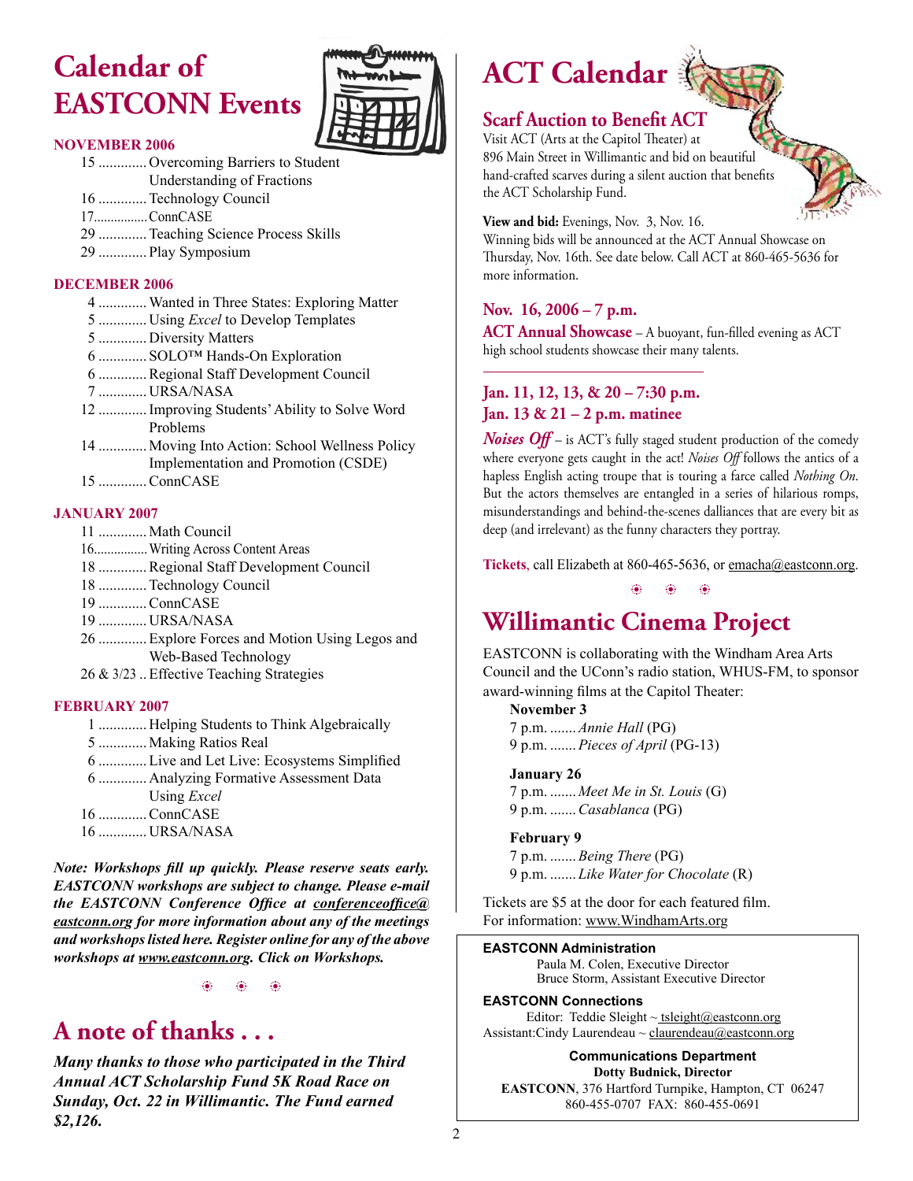# Calendar of EASTCONN Events

### NOVEMBER 2006

15 ............. Overcoming Barriers to Student Understanding of Fractions
16 ............. Technology Council
17................ConnCASE
29 ............. Teaching Science Process Skills
29 ............. Play Symposium

### DECEMBER 2006

4 ............. Wanted in Three States: Exploring Matter
5 ............. Using *Excel* to Develop Templates
5 ............. Diversity Matters
6 ............. SOLO™ Hands-On Exploration
6 ............. Regional Staff Development Council
7 ............. URSA/NASA
12 ............. Improving Students' Ability to Solve Word Problems
14 ............. Moving Into Action: School Wellness Policy Implementation and Promotion (CSDE)
15 ............. ConnCASE

### JANUARY 2007

11 ............. Math Council
16................ Writing Across Content Areas
18 ............. Regional Staff Development Council
18 ............. Technology Council
19 ............. ConnCASE
19 ............. URSA/NASA
26 ............. Explore Forces and Motion Using Legos and Web-Based Technology
26 & 3/23 .. Effective Teaching Strategies

### FEBRUARY 2007

1 ............. Helping Students to Think Algebraically
5 ............. Making Ratios Real
6 ............. Live and Let Live: Ecosystems Simplified
6 ............. Analyzing Formative Assessment Data Using *Excel*
16 ............. ConnCASE
16 ............. URSA/NASA

***Note: Workshops fill up quickly. Please reserve seats early. EASTCONN workshops are subject to change. Please e-mail the EASTCONN Conference Office at conferenceoffice@eastconn.org for more information about any of the meetings and workshops listed here. Register online for any of the above workshops at www.eastconn.org. Click on Workshops.***

# A note of thanks . . .

***Many thanks to those who participated in the Third Annual ACT Scholarship Fund 5K Road Race on Sunday, Oct. 22 in Willimantic. The Fund earned $2,126.***

# ACT Calendar

## Scarf Auction to Benefit ACT

Visit ACT (Arts at the Capitol Theater) at 896 Main Street in Willimantic and bid on beautiful hand-crafted scarves during a silent auction that benefits the ACT Scholarship Fund.

**View and bid:** Evenings, Nov. 3, Nov. 16.
Winning bids will be announced at the ACT Annual Showcase on Thursday, Nov. 16th. See date below. Call ACT at 860-465-5636 for more information.

### Nov. 16, 2006 – 7 p.m.

**ACT Annual Showcase** – A buoyant, fun-filled evening as ACT high school students showcase their many talents.

### Jan. 11, 12, 13, & 20 – 7:30 p.m.
### Jan. 13 & 21 – 2 p.m. matinee

***Noises Off*** – is ACT's fully staged student production of the comedy where everyone gets caught in the act! *Noises Off* follows the antics of a hapless English acting troupe that is touring a farce called *Nothing On*. But the actors themselves are entangled in a series of hilarious romps, misunderstandings and behind-the-scenes dalliances that are every bit as deep (and irrelevant) as the funny characters they portray.

**Tickets**, call Elizabeth at 860-465-5636, or emacha@eastconn.org.

# Willimantic Cinema Project

EASTCONN is collaborating with the Windham Area Arts Council and the UConn's radio station, WHUS-FM, to sponsor award-winning films at the Capitol Theater:

**November 3**
7 p.m. ....... *Annie Hall* (PG)
9 p.m. ....... *Pieces of April* (PG-13)

**January 26**
7 p.m. ....... *Meet Me in St. Louis* (G)
9 p.m. ....... *Casablanca* (PG)

**February 9**
7 p.m. ....... *Being There* (PG)
9 p.m. ....... *Like Water for Chocolate* (R)

Tickets are $5 at the door for each featured film.
For information: www.WindhamArts.org

**EASTCONN Administration**
Paula M. Colen, Executive Director
Bruce Storm, Assistant Executive Director

**EASTCONN Connections**
Editor: Teddie Sleight ~ tsleight@eastconn.org
Assistant: Cindy Laurendeau ~ claurendeau@eastconn.org

**Communications Department**
**Dotty Budnick, Director**
**EASTCONN**, 376 Hartford Turnpike, Hampton, CT 06247
860-455-0707 FAX: 860-455-0691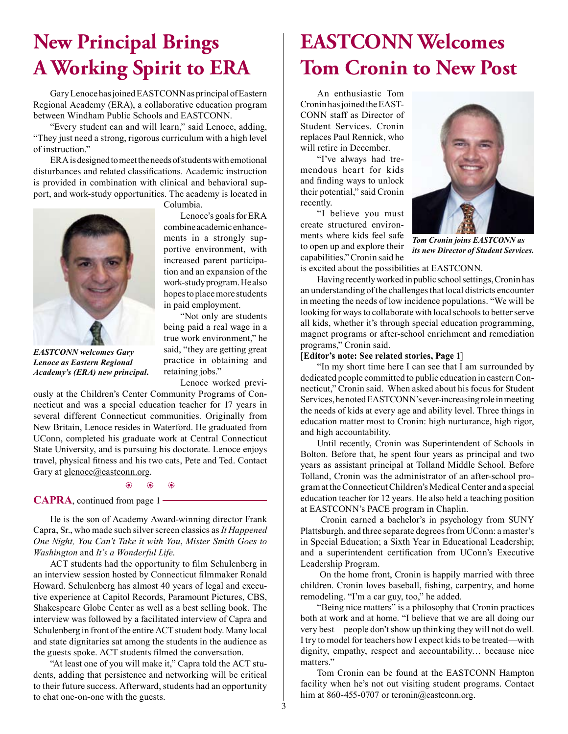# New Principal Brings A Working Spirit to ERA

Gary Lenoce has joined EASTCONN as principal of Eastern Regional Academy (ERA), a collaborative education program between Windham Public Schools and EASTCONN.

"Every student can and will learn," said Lenoce, adding, "They just need a strong, rigorous curriculum with a high level of instruction."

ERA is designed to meet the needs of students with emotional disturbances and related classifications. Academic instruction is provided in combination with clinical and behavioral support, and work-study opportunities. The academy is located in Columbia.

*EASTCONN welcomes Gary Lenoce as Eastern Regional Academy's (ERA) new principal.*

Lenoce's goals for ERA combine academic enhancements in a strongly supportive environment, with increased parent participation and an expansion of the work-study program. He also hopes to place more students in paid employment.

"Not only are students being paid a real wage in a true work environment," he said, "they are getting great practice in obtaining and retaining jobs."

Lenoce worked previously at the Children's Center Community Programs of Connecticut and was a special education teacher for 17 years in several different Connecticut communities. Originally from New Britain, Lenoce resides in Waterford. He graduated from UConn, completed his graduate work at Central Connecticut State University, and is pursuing his doctorate. Lenoce enjoys travel, physical fitness and his two cats, Pete and Ted. Contact Gary at glenoce@eastconn.org.

**CAPRA**, continued from page 1

He is the son of Academy Award-winning director Frank Capra, Sr., who made such silver screen classics as *It Happened One Night, You Can't Take it with You*, *Mister Smith Goes to Washington* and *It's a Wonderful Life*.

ACT students had the opportunity to film Schulenberg in an interview session hosted by Connecticut filmmaker Ronald Howard. Schulenberg has almost 40 years of legal and executive experience at Capitol Records, Paramount Pictures, CBS, Shakespeare Globe Center as well as a best selling book. The interview was followed by a facilitated interview of Capra and Schulenberg in front of the entire ACT student body. Many local and state dignitaries sat among the students in the audience as the guests spoke. ACT students filmed the conversation.

"At least one of you will make it," Capra told the ACT students, adding that persistence and networking will be critical to their future success. Afterward, students had an opportunity to chat one-on-one with the guests.

# EASTCONN Welcomes Tom Cronin to New Post

An enthusiastic Tom Cronin has joined the EASTCONN staff as Director of Student Services. Cronin replaces Paul Rennick, who will retire in December.

"I've always had tremendous heart for kids and finding ways to unlock their potential," said Cronin recently.

"I believe you must create structured environments where kids feel safe to open up and explore their capabilities." Cronin said he is excited about the possibilities at EASTCONN.

*Tom Cronin joins EASTCONN as its new Director of Student Services.*

Having recently worked in public school settings, Cronin has an understanding of the challenges that local districts encounter in meeting the needs of low incidence populations. "We will be looking for ways to collaborate with local schools to better serve all kids, whether it's through special education programming, magnet programs or after-school enrichment and remediation programs," Cronin said.

[**Editor's note: See related stories, Page 1**]

"In my short time here I can see that I am surrounded by dedicated people committed to public education in eastern Connecticut," Cronin said. When asked about his focus for Student Services, he noted EASTCONN's ever-increasing role in meeting the needs of kids at every age and ability level. Three things in education matter most to Cronin: high nurturance, high rigor, and high accountability.

Until recently, Cronin was Superintendent of Schools in Bolton. Before that, he spent four years as principal and two years as assistant principal at Tolland Middle School. Before Tolland, Cronin was the administrator of an after-school program at the Connecticut Children's Medical Center and a special education teacher for 12 years. He also held a teaching position at EASTCONN's PACE program in Chaplin.

Cronin earned a bachelor's in psychology from SUNY Plattsburgh, and three separate degrees from UConn: a master's in Special Education; a Sixth Year in Educational Leadership; and a superintendent certification from UConn's Executive Leadership Program.

On the home front, Cronin is happily married with three children. Cronin loves baseball, fishing, carpentry, and home remodeling. "I'm a car guy, too," he added.

"Being nice matters" is a philosophy that Cronin practices both at work and at home. "I believe that we are all doing our very best—people don't show up thinking they will not do well. I try to model for teachers how I expect kids to be treated—with dignity, empathy, respect and accountability… because nice matters."

Tom Cronin can be found at the EASTCONN Hampton facility when he's not out visiting student programs. Contact him at 860-455-0707 or tcronin@eastconn.org.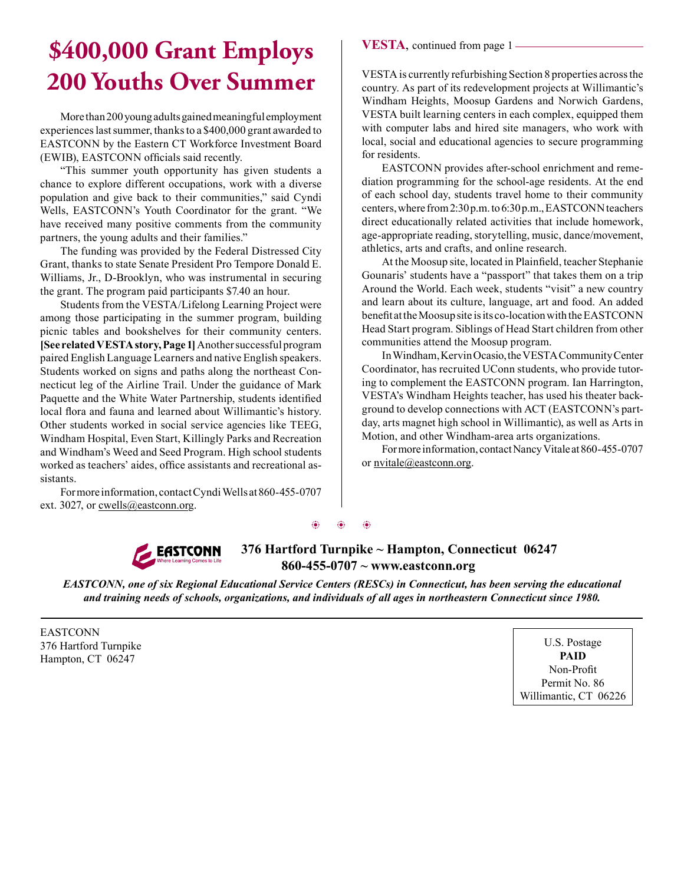# $400,000 Grant Employs 200 Youths Over Summer

More than 200 young adults gained meaningful employment experiences last summer, thanks to a $400,000 grant awarded to EASTCONN by the Eastern CT Workforce Investment Board (EWIB), EASTCONN officials said recently.

"This summer youth opportunity has given students a chance to explore different occupations, work with a diverse population and give back to their communities," said Cyndi Wells, EASTCONN's Youth Coordinator for the grant. "We have received many positive comments from the community partners, the young adults and their families."

The funding was provided by the Federal Distressed City Grant, thanks to state Senate President Pro Tempore Donald E. Williams, Jr., D-Brooklyn, who was instrumental in securing the grant. The program paid participants $7.40 an hour.

Students from the VESTA/Lifelong Learning Project were among those participating in the summer program, building picnic tables and bookshelves for their community centers. **[See related VESTA story, Page 1]** Another successful program paired English Language Learners and native English speakers. Students worked on signs and paths along the northeast Connecticut leg of the Airline Trail. Under the guidance of Mark Paquette and the White Water Partnership, students identified local flora and fauna and learned about Willimantic's history. Other students worked in social service agencies like TEEG, Windham Hospital, Even Start, Killingly Parks and Recreation and Windham's Weed and Seed Program. High school students worked as teachers' aides, office assistants and recreational assistants.

For more information, contact Cyndi Wells at 860-455-0707 ext. 3027, or cwells@eastconn.org.

**VESTA**, continued from page 1

VESTA is currently refurbishing Section 8 properties across the country. As part of its redevelopment projects at Willimantic's Windham Heights, Moosup Gardens and Norwich Gardens, VESTA built learning centers in each complex, equipped them with computer labs and hired site managers, who work with local, social and educational agencies to secure programming for residents.

EASTCONN provides after-school enrichment and remediation programming for the school-age residents. At the end of each school day, students travel home to their community centers, where from 2:30 p.m. to 6:30 p.m., EASTCONN teachers direct educationally related activities that include homework, age-appropriate reading, storytelling, music, dance/movement, athletics, arts and crafts, and online research.

At the Moosup site, located in Plainfield, teacher Stephanie Gounaris' students have a "passport" that takes them on a trip Around the World. Each week, students "visit" a new country and learn about its culture, language, art and food. An added benefit at the Moosup site is its co-location with the EASTCONN Head Start program. Siblings of Head Start children from other communities attend the Moosup program.

In Windham, Kervin Ocasio, the VESTA Community Center Coordinator, has recruited UConn students, who provide tutoring to complement the EASTCONN program. Ian Harrington, VESTA's Windham Heights teacher, has used his theater background to develop connections with ACT (EASTCONN's part-day, arts magnet high school in Willimantic), as well as Arts in Motion, and other Windham-area arts organizations.

For more information, contact Nancy Vitale at 860-455-0707 or nvitale@eastconn.org.

EASTCONN
Where Learning Comes to Life

**376 Hartford Turnpike ~ Hampton, Connecticut 06247**
**860-455-0707 ~ www.eastconn.org**

***EASTCONN, one of six Regional Educational Service Centers (RESCs) in Connecticut, has been serving the educational and training needs of schools, organizations, and individuals of all ages in northeastern Connecticut since 1980.***

EASTCONN
376 Hartford Turnpike
Hampton, CT 06247

U.S. Postage
**PAID**
Non-Profit
Permit No. 86
Willimantic, CT 06226